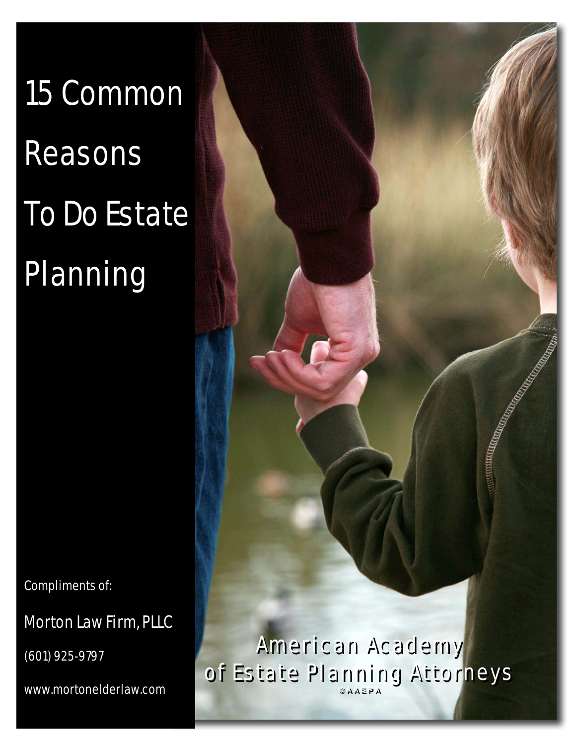# 15 Common Reasons To Do Estate Planning

Compliments of:

Morton Law Firm, PLLC

(601) 925-9797

www.mortonelderlaw.com

American Academy of Estate Planning Attorneys

©AAEPA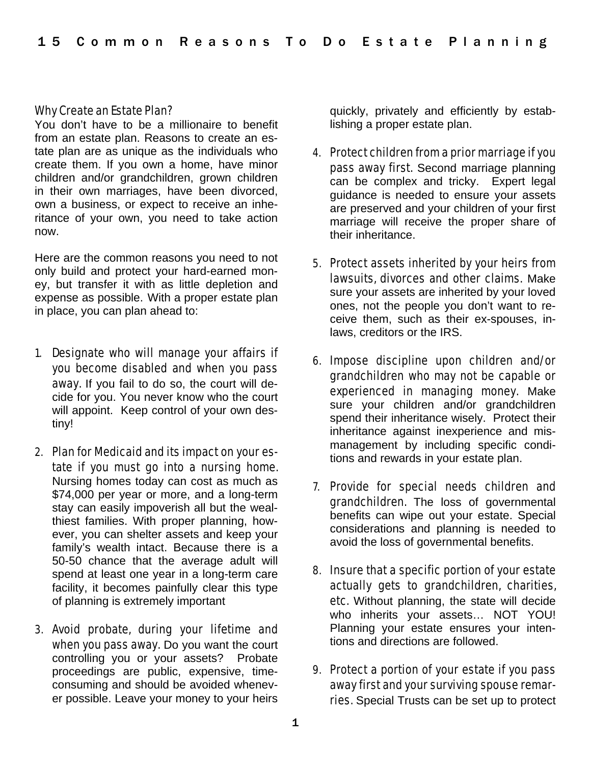# 15 Common Reasons To Do Estate Planning

### Why Create an Estate Plan?

You don't have to be a millionaire to benefit from an estate plan. Reasons to create an estate plan are as unique as the individuals who create them. If you own a home, have minor children and/or grandchildren, grown children in their own marriages, have been divorced, own a business, or expect to receive an inheritance of your own, you need to take action now.

Here are the common reasons you need to not only build and protect your hard-earned money, but transfer it with as little depletion and expense as possible. With a proper estate plan in place, you can plan ahead to:

1. *Designate who will manage your affairs if you become disabled and when you pass away.* If you fail to do so, the court will decide for you. You never know who the court will appoint. Keep control of your own destiny!

2. *Plan for Medicaid and its impact on your estate if you must go into a nursing home.* Nursing homes today can cost as much as $74,000 per year or more, and a long-term stay can easily impoverish all but the wealthiest families. With proper planning, however, you can shelter assets and keep your family's wealth intact. Because there is a 50-50 chance that the average adult will spend at least one year in a long-term care facility, it becomes painfully clear this type of planning is extremely important

3. *Avoid probate, during your lifetime and when you pass away.* Do you want the court controlling you or your assets? Probate proceedings are public, expensive, time-consuming and should be avoided whenever possible. Leave your money to your heirs quickly, privately and efficiently by establishing a proper estate plan.

4. *Protect children from a prior marriage if you pass away first.* Second marriage planning can be complex and tricky. Expert legal guidance is needed to ensure your assets are preserved and your children of your first marriage will receive the proper share of their inheritance.

5. *Protect assets inherited by your heirs from lawsuits, divorces and other claims.* Make sure your assets are inherited by your loved ones, not the people you don't want to receive them, such as their ex-spouses, in-laws, creditors or the IRS.

6. *Impose discipline upon children and/or grandchildren who may not be capable or experienced in managing money.* Make sure your children and/or grandchildren spend their inheritance wisely. Protect their inheritance against inexperience and mismanagement by including specific conditions and rewards in your estate plan.

7. *Provide for special needs children and grandchildren.* The loss of governmental benefits can wipe out your estate. Special considerations and planning is needed to avoid the loss of governmental benefits.

8. *Insure that a specific portion of your estate actually gets to grandchildren, charities, etc.* Without planning, the state will decide who inherits your assets… NOT YOU! Planning your estate ensures your intentions and directions are followed.

9. *Protect a portion of your estate if you pass away first and your surviving spouse remarries.* Special Trusts can be set up to protect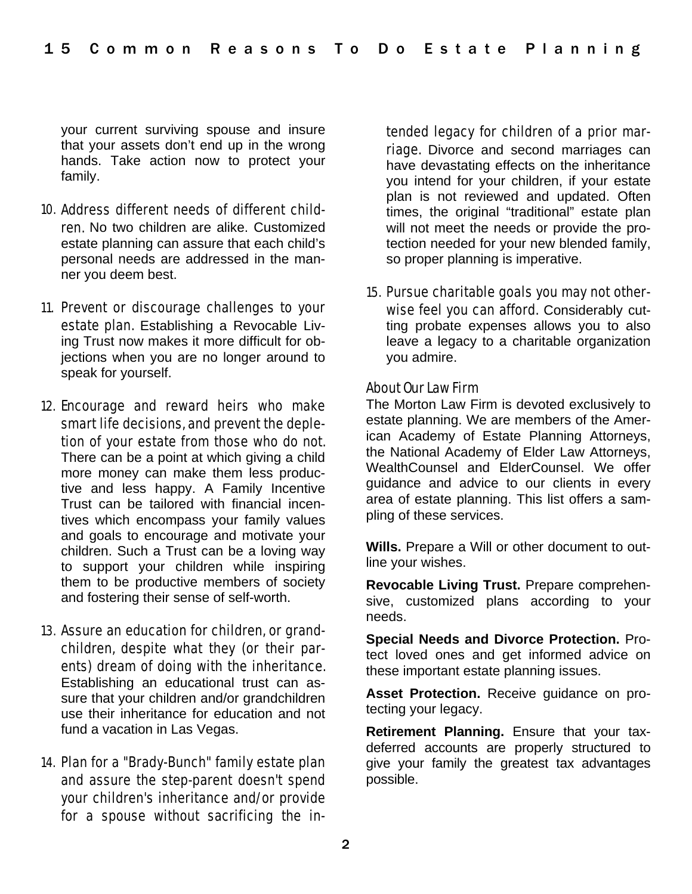your current surviving spouse and insure that your assets don't end up in the wrong hands. Take action now to protect your family.

10. *Address different needs of different children.* No two children are alike. Customized estate planning can assure that each child's personal needs are addressed in the manner you deem best.

11. *Prevent or discourage challenges to your estate plan.* Establishing a Revocable Living Trust now makes it more difficult for objections when you are no longer around to speak for yourself.

12. *Encourage and reward heirs who make smart life decisions, and prevent the depletion of your estate from those who do not.* There can be a point at which giving a child more money can make them less productive and less happy. A Family Incentive Trust can be tailored with financial incentives which encompass your family values and goals to encourage and motivate your children. Such a Trust can be a loving way to support your children while inspiring them to be productive members of society and fostering their sense of self-worth.

13. *Assure an education for children, or grandchildren, despite what they (or their parents) dream of doing with the inheritance.* Establishing an educational trust can assure that your children and/or grandchildren use their inheritance for education and not fund a vacation in Las Vegas.

14. *Plan for a "Brady-Bunch" family estate plan and assure the step-parent doesn't spend your children's inheritance and/or provide for a spouse without sacrificing the intended legacy for children of a prior marriage.* Divorce and second marriages can have devastating effects on the inheritance you intend for your children, if your estate plan is not reviewed and updated. Often times, the original "traditional" estate plan will not meet the needs or provide the protection needed for your new blended family, so proper planning is imperative.

15. *Pursue charitable goals you may not otherwise feel you can afford.* Considerably cutting probate expenses allows you to also leave a legacy to a charitable organization you admire.

## About Our Law Firm

The Morton Law Firm is devoted exclusively to estate planning. We are members of the American Academy of Estate Planning Attorneys, the National Academy of Elder Law Attorneys, WealthCounsel and ElderCounsel. We offer guidance and advice to our clients in every area of estate planning. This list offers a sampling of these services.

**Wills.** Prepare a Will or other document to outline your wishes.

**Revocable Living Trust.** Prepare comprehensive, customized plans according to your needs.

**Special Needs and Divorce Protection.** Protect loved ones and get informed advice on these important estate planning issues.

**Asset Protection.** Receive guidance on protecting your legacy.

**Retirement Planning.** Ensure that your tax-deferred accounts are properly structured to give your family the greatest tax advantages possible.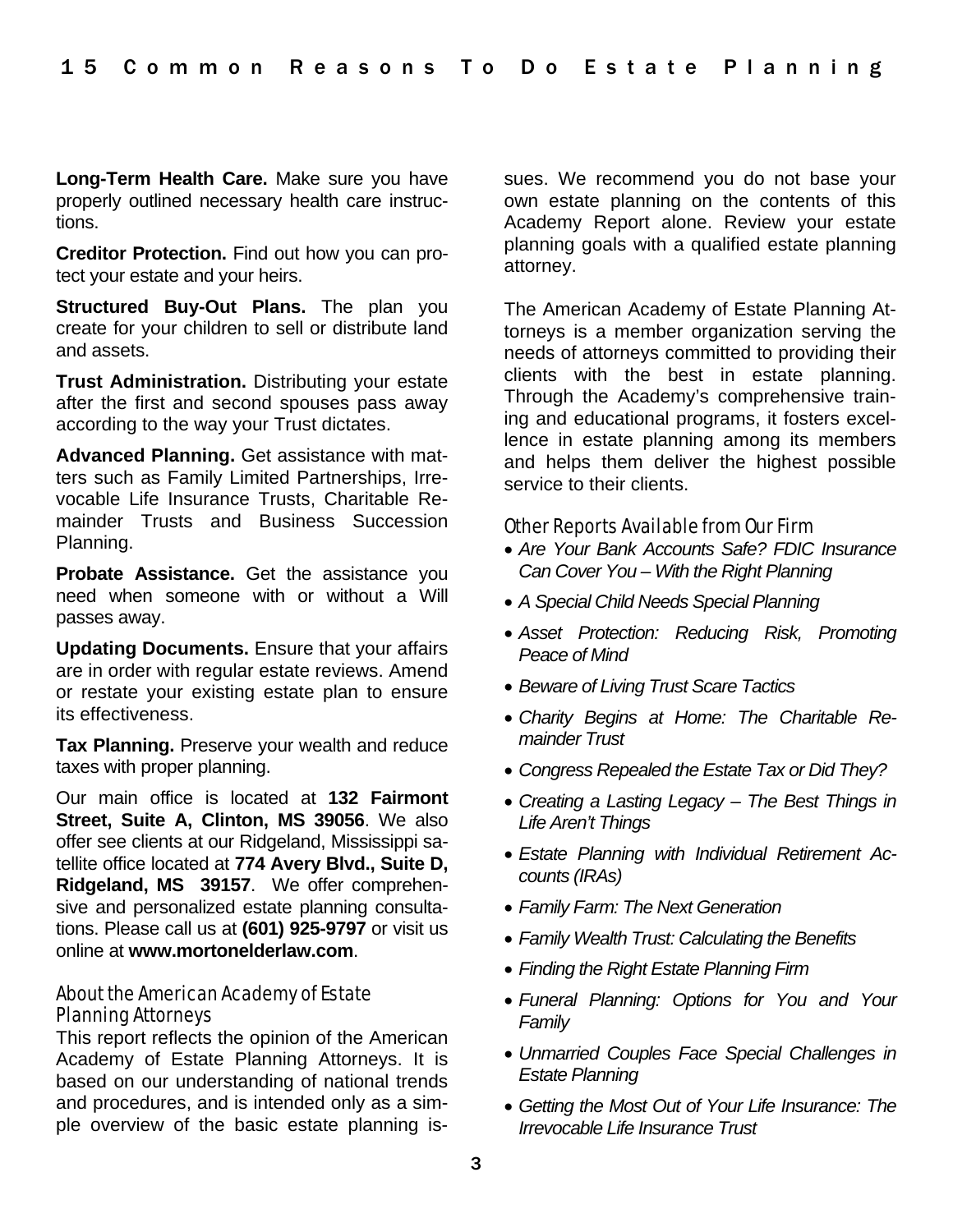**Long-Term Health Care.** Make sure you have properly outlined necessary health care instructions.

**Creditor Protection.** Find out how you can protect your estate and your heirs.

**Structured Buy-Out Plans.** The plan you create for your children to sell or distribute land and assets.

**Trust Administration.** Distributing your estate after the first and second spouses pass away according to the way your Trust dictates.

**Advanced Planning.** Get assistance with matters such as Family Limited Partnerships, Irrevocable Life Insurance Trusts, Charitable Remainder Trusts and Business Succession Planning.

**Probate Assistance.** Get the assistance you need when someone with or without a Will passes away.

**Updating Documents.** Ensure that your affairs are in order with regular estate reviews. Amend or restate your existing estate plan to ensure its effectiveness.

**Tax Planning.** Preserve your wealth and reduce taxes with proper planning.

Our main office is located at **132 Fairmont Street, Suite A, Clinton, MS 39056**. We also offer see clients at our Ridgeland, Mississippi satellite office located at **774 Avery Blvd., Suite D, Ridgeland, MS 39157**. We offer comprehensive and personalized estate planning consultations. Please call us at **(601) 925-9797** or visit us online at **www.mortonelderlaw.com**.

## About the American Academy of Estate Planning Attorneys

This report reflects the opinion of the American Academy of Estate Planning Attorneys. It is based on our understanding of national trends and procedures, and is intended only as a simple overview of the basic estate planning issues. We recommend you do not base your own estate planning on the contents of this Academy Report alone. Review your estate planning goals with a qualified estate planning attorney.

The American Academy of Estate Planning Attorneys is a member organization serving the needs of attorneys committed to providing their clients with the best in estate planning. Through the Academy's comprehensive training and educational programs, it fosters excellence in estate planning among its members and helps them deliver the highest possible service to their clients.

## Other Reports Available from Our Firm

- *Are Your Bank Accounts Safe? FDIC Insurance Can Cover You – With the Right Planning*
- *A Special Child Needs Special Planning*
- *Asset Protection: Reducing Risk, Promoting Peace of Mind*
- *Beware of Living Trust Scare Tactics*
- *Charity Begins at Home: The Charitable Remainder Trust*
- *Congress Repealed the Estate Tax or Did They?*
- *Creating a Lasting Legacy – The Best Things in Life Aren't Things*
- *Estate Planning with Individual Retirement Accounts (IRAs)*
- *Family Farm: The Next Generation*
- *Family Wealth Trust: Calculating the Benefits*
- *Finding the Right Estate Planning Firm*
- *Funeral Planning: Options for You and Your Family*
- *Unmarried Couples Face Special Challenges in Estate Planning*
- *Getting the Most Out of Your Life Insurance: The Irrevocable Life Insurance Trust*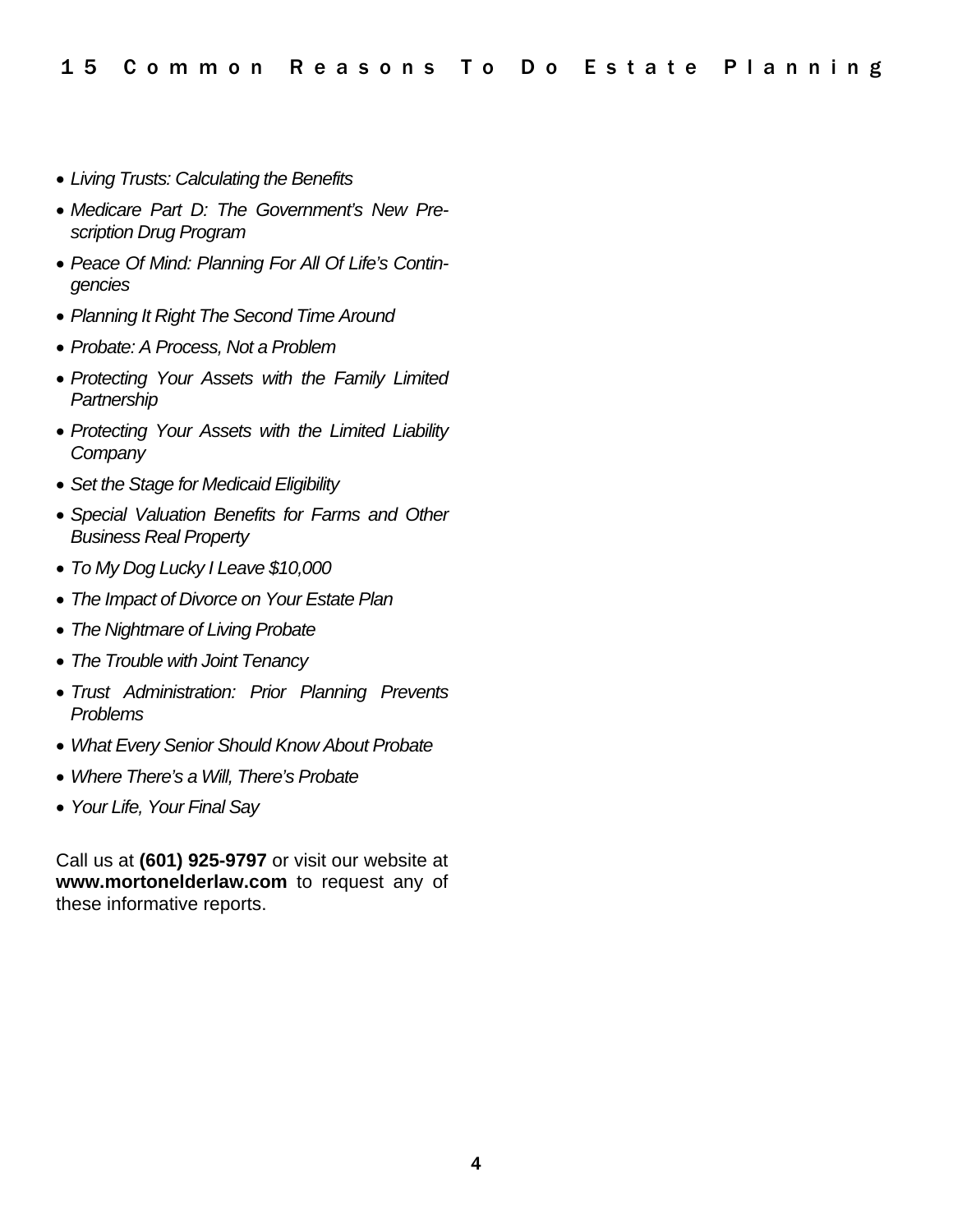- *Living Trusts: Calculating the Benefits*
- *Medicare Part D: The Government's New Prescription Drug Program*
- *Peace Of Mind: Planning For All Of Life's Contingencies*
- *Planning It Right The Second Time Around*
- *Probate: A Process, Not a Problem*
- *Protecting Your Assets with the Family Limited Partnership*
- *Protecting Your Assets with the Limited Liability Company*
- *Set the Stage for Medicaid Eligibility*
- *Special Valuation Benefits for Farms and Other Business Real Property*
- *To My Dog Lucky I Leave $10,000*
- *The Impact of Divorce on Your Estate Plan*
- *The Nightmare of Living Probate*
- *The Trouble with Joint Tenancy*
- *Trust Administration: Prior Planning Prevents Problems*
- *What Every Senior Should Know About Probate*
- *Where There's a Will, There's Probate*
- *Your Life, Your Final Say*

Call us at **(601) 925-9797** or visit our website at **www.mortonelderlaw.com** to request any of these informative reports.